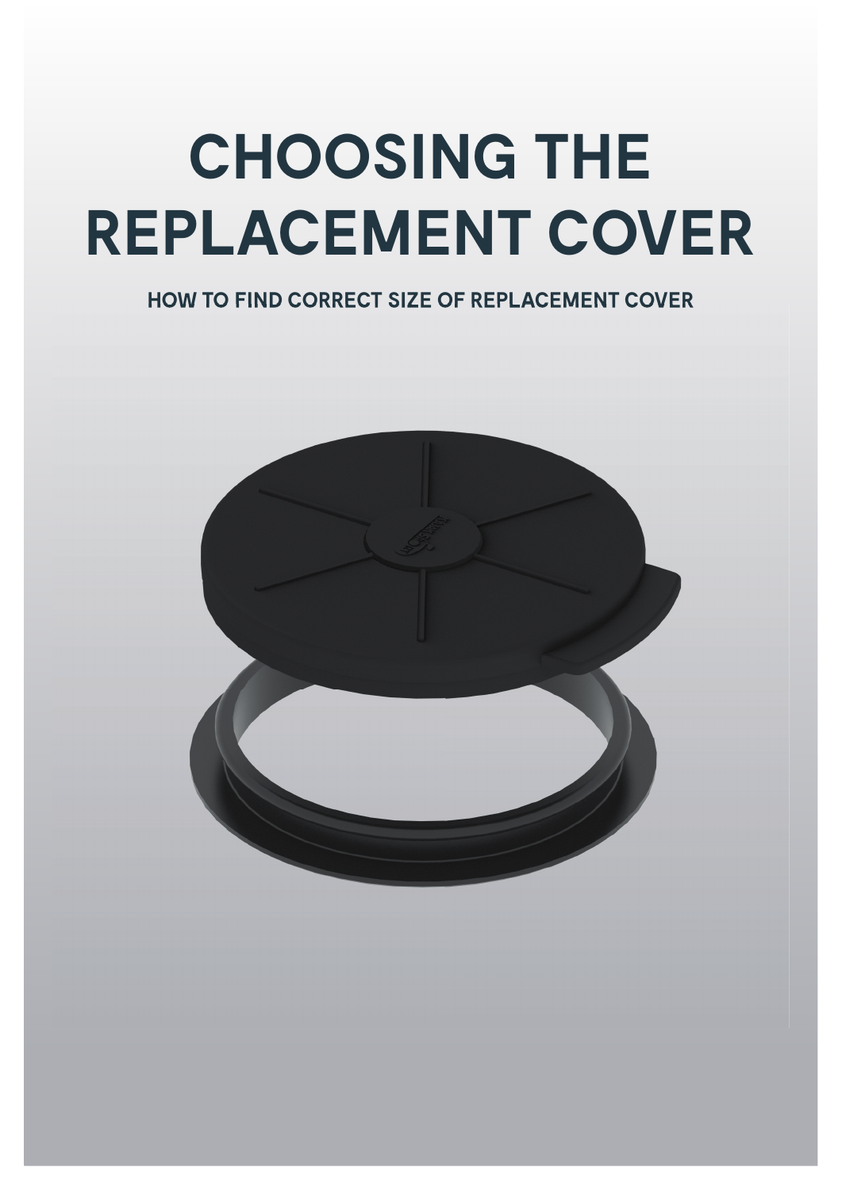# CHOOSING THE REPLACEMENT COVER

**HOW TO FIND CORRECT SIZE OF REPLACEMENT COVER**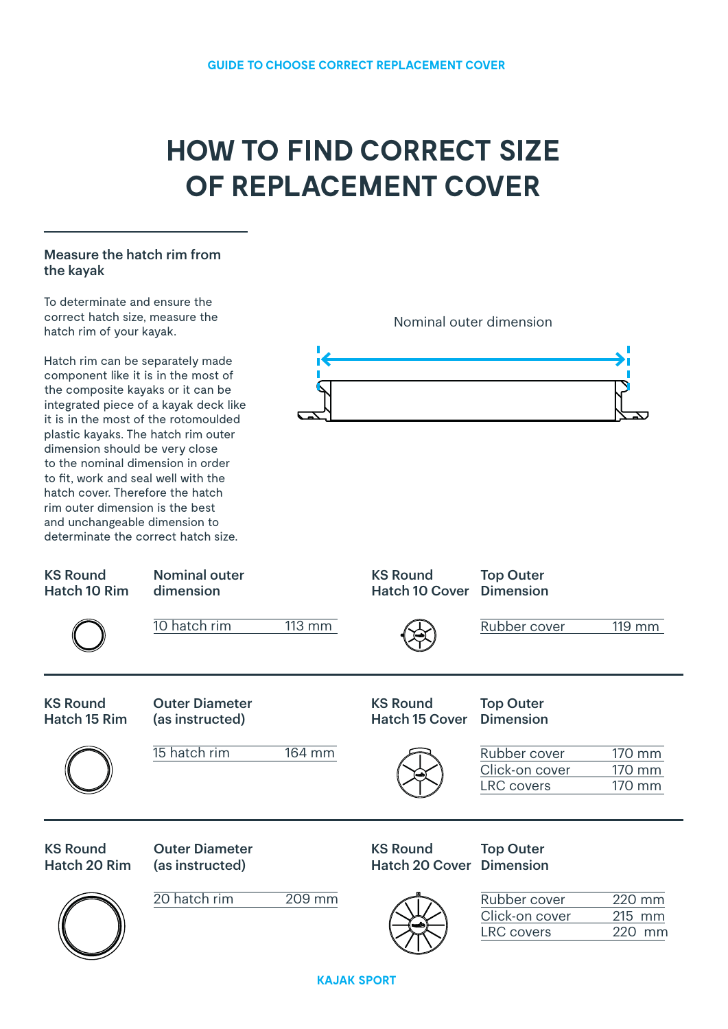GUIDE TO CHOOSE CORRECT REPLACEMENT COVER

# HOW TO FIND CORRECT SIZE OF REPLACEMENT COVER

### Measure the hatch rim from the kayak

To determinate and ensure the correct hatch size, measure the hatch rim of your kayak.

Hatch rim can be separately made component like it is in the most of the composite kayaks or it can be integrated piece of a kayak deck like it is in the most of the rotomoulded plastic kayaks. The hatch rim outer dimension should be very close to the nominal dimension in order to fit, work and seal well with the hatch cover. Therefore the hatch rim outer dimension is the best and unchangeable dimension to determinate the correct hatch size.

Nominal outer dimension

| KS Round Hatch 10 Rim | Nominal outer dimension | | KS Round Hatch 10 Cover | Top Outer Dimension | |
|---|---|---|---|---|---|
| | 10 hatch rim | 113 mm | | Rubber cover | 119 mm |

| KS Round Hatch 15 Rim | Outer Diameter (as instructed) | | KS Round Hatch 15 Cover | Top Outer Dimension | |
|---|---|---|---|---|---|
| | 15 hatch rim | 164 mm | | Rubber cover | 170 mm |
| | | | | Click-on cover | 170 mm |
| | | | | LRC covers | 170 mm |

| KS Round Hatch 20 Rim | Outer Diameter (as instructed) | | KS Round Hatch 20 Cover | Top Outer Dimension | |
|---|---|---|---|---|---|
| | 20 hatch rim | 209 mm | | Rubber cover | 220 mm |
| | | | | Click-on cover | 215 mm |
| | | | | LRC covers | 220 mm |

KAJAK SPORT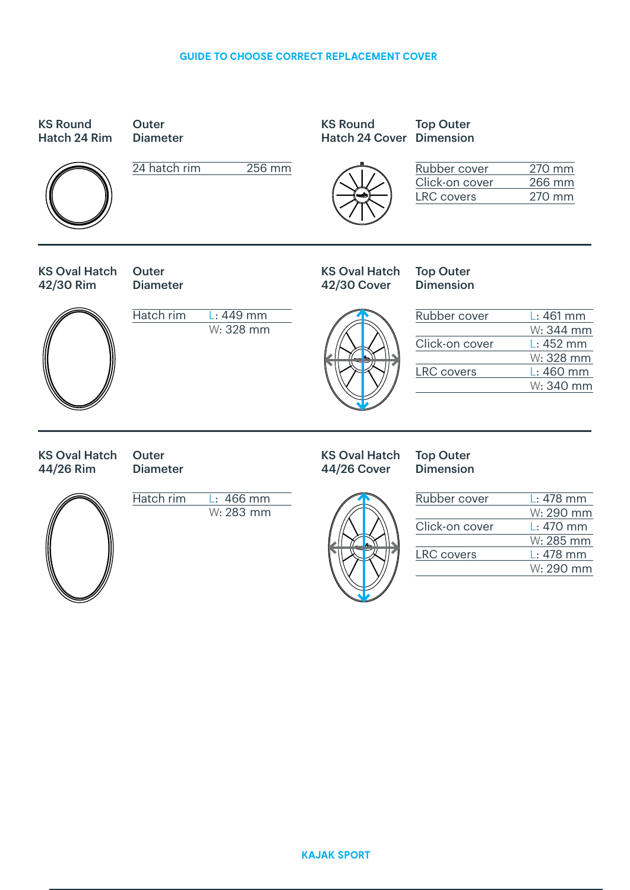## GUIDE TO CHOOSE CORRECT REPLACEMENT COVER

### KS Round Hatch 24 Rim

| Outer Diameter | |
|---|---|
| 24 hatch rim | 256 mm |

### KS Round Hatch 24 Cover

| Top Outer Dimension | |
|---|---|
| Rubber cover | 270 mm |
| Click-on cover | 266 mm |
| LRC covers | 270 mm |

### KS Oval Hatch 42/30 Rim

| Outer Diameter | |
|---|---|
| Hatch rim | L: 449 mm |
| | W: 328 mm |

### KS Oval Hatch 42/30 Cover

| Top Outer Dimension | |
|---|---|
| Rubber cover | L: 461 mm |
| | W: 344 mm |
| Click-on cover | L: 452 mm |
| | W: 328 mm |
| LRC covers | L: 460 mm |
| | W: 340 mm |

### KS Oval Hatch 44/26 Rim

| Outer Diameter | |
|---|---|
| Hatch rim | L: 466 mm |
| | W: 283 mm |

### KS Oval Hatch 44/26 Cover

| Top Outer Dimension | |
|---|---|
| Rubber cover | L: 478 mm |
| | W: 290 mm |
| Click-on cover | L: 470 mm |
| | W: 285 mm |
| LRC covers | L: 478 mm |
| | W: 290 mm |

KAJAK SPORT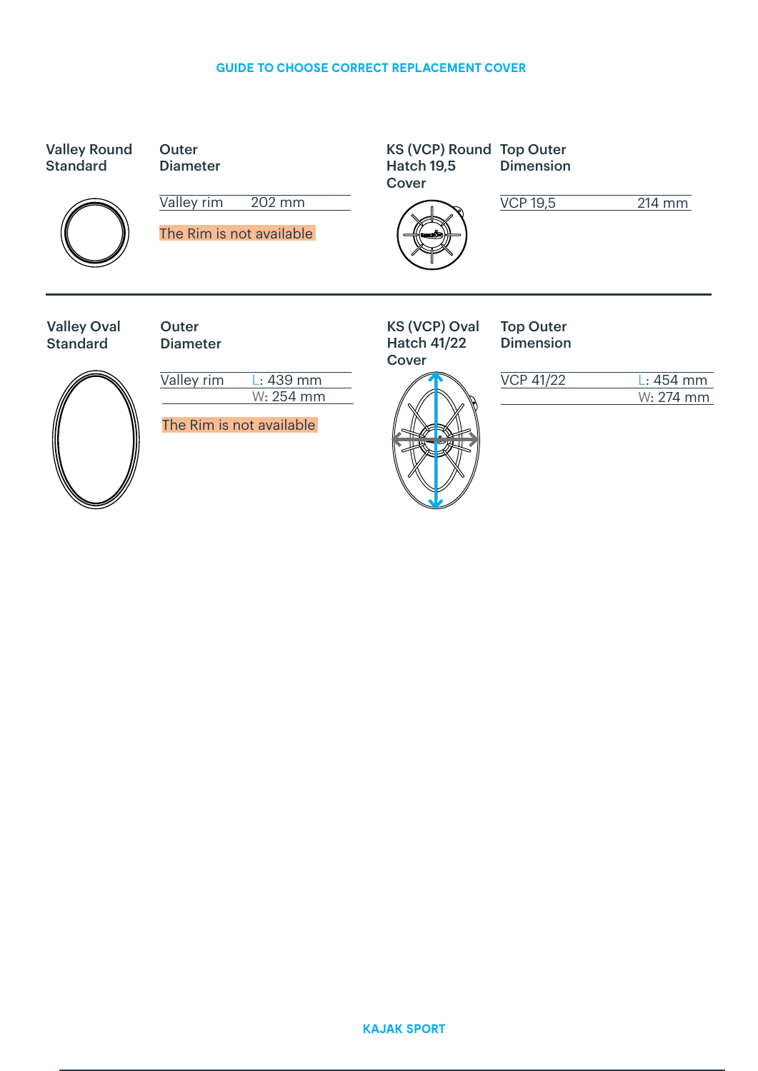## GUIDE TO CHOOSE CORRECT REPLACEMENT COVER

**Valley Round Standard**

**Outer Diameter**

| | |
|---|---|
| Valley rim | 202 mm |

The Rim is not available

**KS (VCP) Round Hatch 19,5 Cover**

**Top Outer Dimension**

| | |
|---|---|
| VCP 19,5 | 214 mm |

---

**Valley Oval Standard**

**Outer Diameter**

| | |
|---|---|
| Valley rim | L: 439 mm |
| | W: 254 mm |

The Rim is not available

**KS (VCP) Oval Hatch 41/22 Cover**

**Top Outer Dimension**

| | |
|---|---|
| VCP 41/22 | L: 454 mm |
| | W: 274 mm |

KAJAK SPORT